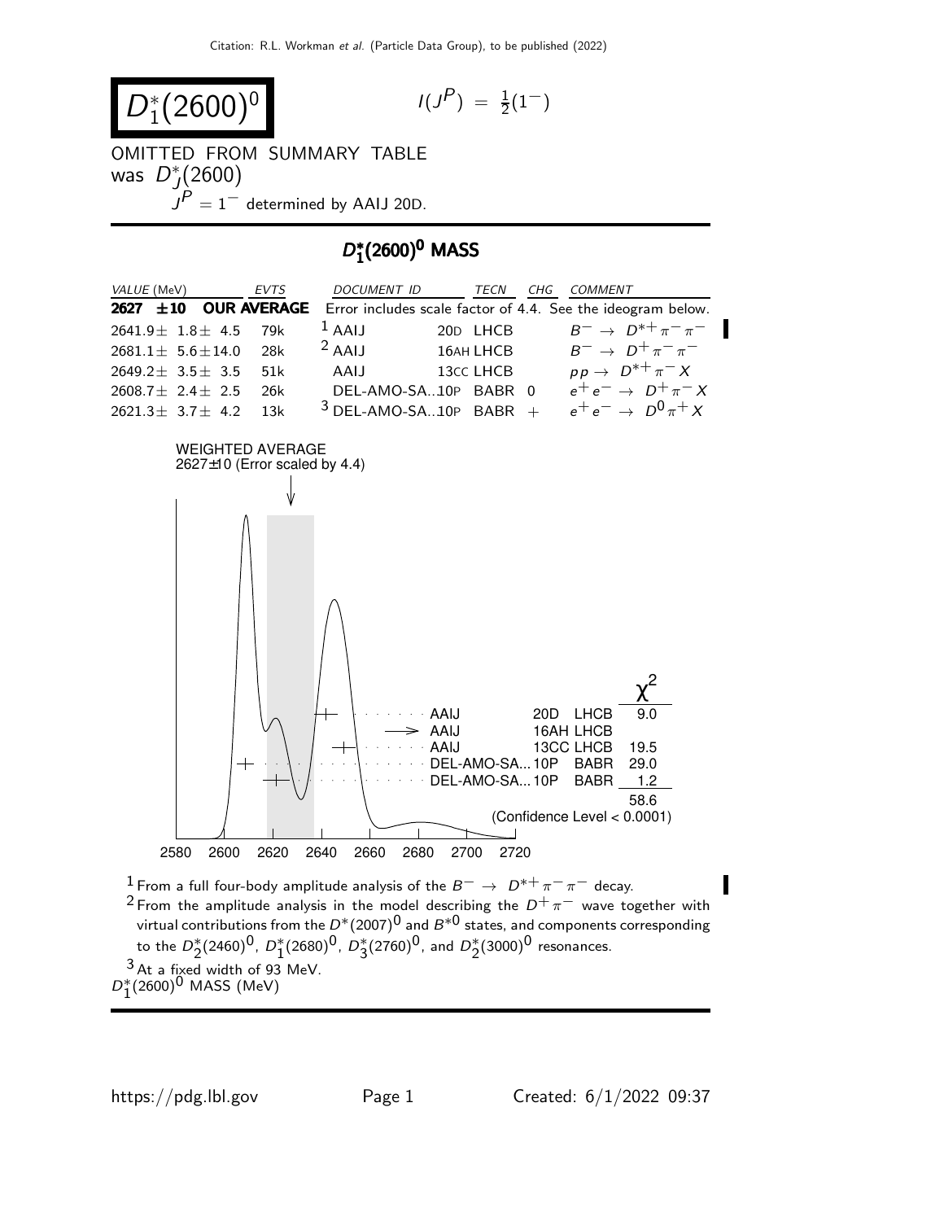# $D_1^*(2600)^0$

$I(J^P) = \frac{1}{2}(1^-)$

OMITTED FROM SUMMARY TABLE
was $D_J^*(2600)$
$J^P = 1^-$ determined by AAIJ 20D.

## $D_1^*(2600)^0$ MASS

| VALUE (MeV) | EVTS | DOCUMENT ID | | TECN | CHG | COMMENT |
|---|---|---|---|---|---|---|
| **2627 ±10** | **OUR AVERAGE** | Error includes scale factor of 4.4. See the ideogram below. | | | | |
| $2641.9 \pm 1.8 \pm 4.5$ | 79k | [1] AAIJ | 20D | LHCB | | $B^- \to D^{*+}\pi^-\pi^-$ |
| $2681.1 \pm 5.6 \pm 14.0$ | 28k | [2] AAIJ | 16AH | LHCB | | $B^- \to D^+\pi^-\pi^-$ |
| $2649.2 \pm 3.5 \pm 3.5$ | 51k | AAIJ | 13CC | LHCB | | $pp \to D^{*+}\pi^- X$ |
| $2608.7 \pm 2.4 \pm 2.5$ | 26k | DEL-AMO-SA...10P | | BABR | 0 | $e^+e^- \to D^+\pi^- X$ |
| $2621.3 \pm 3.7 \pm 4.2$ | 13k | [3] DEL-AMO-SA...10P | | BABR | + | $e^+e^- \to D^0\pi^+ X$ |

WEIGHTED AVERAGE
2627±10 (Error scaled by 4.4)

| | | | $\chi^2$ |
|---|---|---|---|
| AAIJ | 20D | LHCB | 9.0 |
| AAIJ | 16AH | LHCB | |
| AAIJ | 13CC | LHCB | 19.5 |
| DEL-AMO-SA... | 10P | BABR | 29.0 |
| DEL-AMO-SA... | 10P | BABR | 1.2 |
| | | | 58.6 |

(Confidence Level < 0.0001)

$D_1^*(2600)^0$ MASS (MeV)

[1] From a full four-body amplitude analysis of the $B^- \to D^{*+}\pi^-\pi^-$ decay.

[2] From the amplitude analysis in the model describing the $D^+\pi^-$ wave together with virtual contributions from the $D^*(2007)^0$ and $B^{*0}$ states, and components corresponding to the $D_2^*(2460)^0$, $D_1^*(2680)^0$, $D_3^*(2760)^0$, and $D_2^*(3000)^0$ resonances.

[3] At a fixed width of 93 MeV.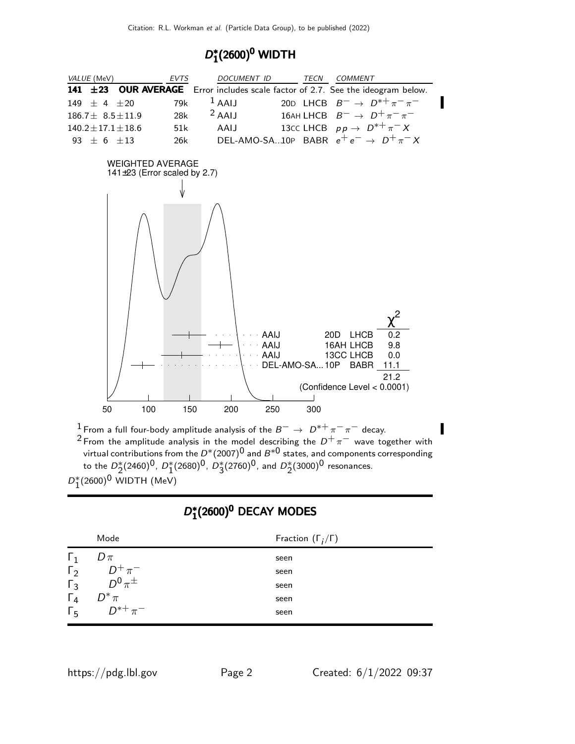## $D_1^*(2600)^0$ WIDTH

| VALUE (MeV) | EVTS | DOCUMENT ID | TECN | COMMENT |
|---|---|---|---|---|
| **141 ±23 OUR AVERAGE** | | Error includes scale factor of 2.7. See the ideogram below. | | |
| 149 ± 4 ±20 | 79k | [1] AAIJ 20D | LHCB | $B^- \rightarrow D^{*+}\pi^-\pi^-$ |
| 186.7± 8.5±11.9 | 28k | [2] AAIJ 16AH | LHCB | $B^- \rightarrow D^+\pi^-\pi^-$ |
| 140.2±17.1±18.6 | 51k | AAIJ 13CC | LHCB | $pp \rightarrow D^{*+}\pi^- X$ |
| 93 ± 6 ±13 | 26k | DEL-AMO-SA...10P | BABR | $e^+e^- \rightarrow D^+\pi^- X$ |

WEIGHTED AVERAGE
141±23 (Error scaled by 2.7)

| | | | $\chi^2$ |
|---|---|---|---|
| AAIJ | 20D | LHCB | 0.2 |
| AAIJ | 16AH | LHCB | 9.8 |
| AAIJ | 13CC | LHCB | 0.0 |
| DEL-AMO-SA... | 10P | BABR | 11.1 |
| | | | 21.2 |

(Confidence Level < 0.0001)

50 100 150 200 250 300

[1] From a full four-body amplitude analysis of the $B^- \rightarrow D^{*+}\pi^-\pi^-$ decay.

[2] From the amplitude analysis in the model describing the $D^+\pi^-$ wave together with virtual contributions from the $D^*(2007)^0$ and $B^{*0}$ states, and components corresponding to the $D_2^*(2460)^0$, $D_1^*(2680)^0$, $D_3^*(2760)^0$, and $D_2^*(3000)^0$ resonances.

$D_1^*(2600)^0$ WIDTH (MeV)

## $D_1^*(2600)^0$ DECAY MODES

| | Mode | Fraction ($\Gamma_i/\Gamma$) |
|---|---|---|
| $\Gamma_1$ | $D\pi$ | seen |
| $\Gamma_2$ | $D^+\pi^-$ | seen |
| $\Gamma_3$ | $D^0\pi^\pm$ | seen |
| $\Gamma_4$ | $D^*\pi$ | seen |
| $\Gamma_5$ | $D^{*+}\pi^-$ | seen |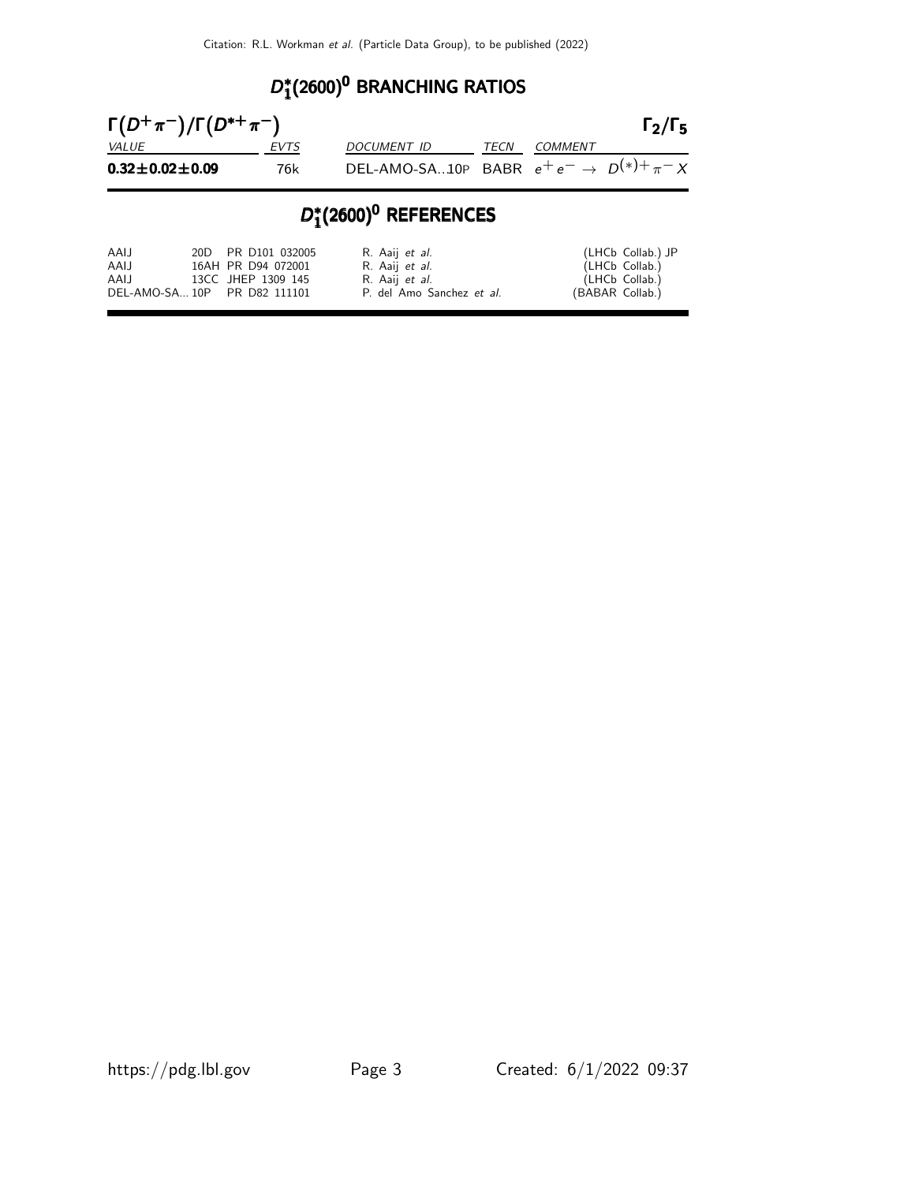# $D_1^*(2600)^0$ BRANCHING RATIOS

### $\Gamma(D^+\pi^-)/\Gamma(D^{*+}\pi^-)$ $\qquad\qquad$ $\Gamma_2/\Gamma_5$

| *VALUE* | *EVTS* | *DOCUMENT ID* | *TECN* | *COMMENT* |
|---|---|---|---|---|
| **0.32±0.02±0.09** | 76k | DEL-AMO-SA..10P | BABR | $e^+e^- \rightarrow D^{(*)+}\pi^- X$ |

# $D_1^*(2600)^0$ REFERENCES

| | | | | |
|---|---|---|---|---|
| AAIJ | 20D | PR D101 032005 | R. Aaij *et al.* | (LHCb Collab.) JP |
| AAIJ | 16AH | PR D94 072001 | R. Aaij *et al.* | (LHCb Collab.) |
| AAIJ | 13CC | JHEP 1309 145 | R. Aaij *et al.* | (LHCb Collab.) |
| DEL-AMO-SA... | 10P | PR D82 111101 | P. del Amo Sanchez *et al.* | (BABAR Collab.) |